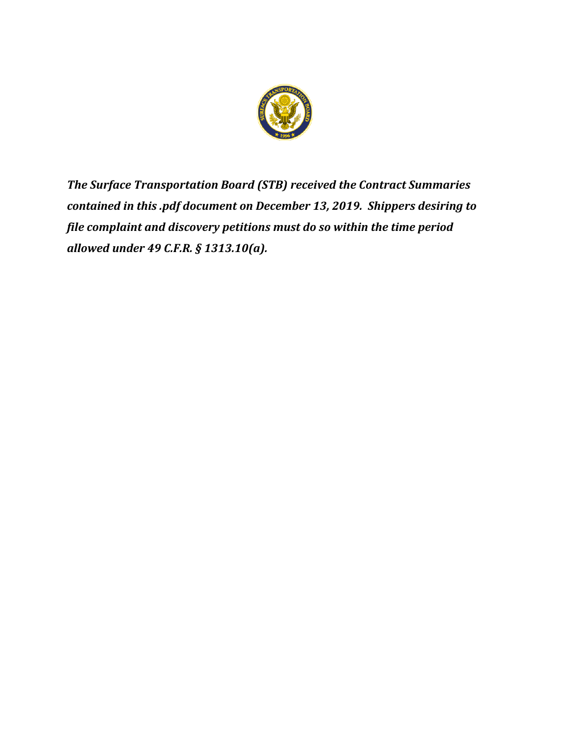***The Surface Transportation Board (STB) received the Contract Summaries contained in this .pdf document on December 13, 2019. Shippers desiring to file complaint and discovery petitions must do so within the time period allowed under 49 C.F.R. § 1313.10(a).***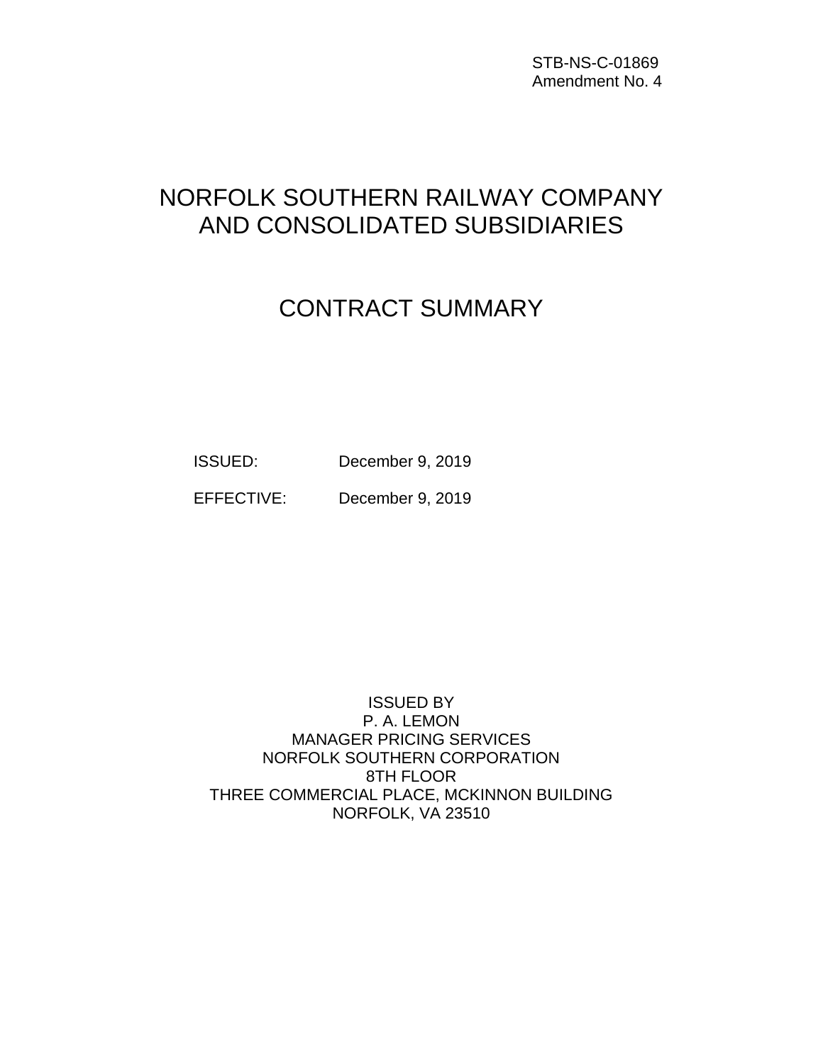STB-NS-C-01869
Amendment No. 4

# NORFOLK SOUTHERN RAILWAY COMPANY AND CONSOLIDATED SUBSIDIARIES

# CONTRACT SUMMARY

ISSUED: December 9, 2019

EFFECTIVE: December 9, 2019

ISSUED BY
P. A. LEMON
MANAGER PRICING SERVICES
NORFOLK SOUTHERN CORPORATION
8TH FLOOR
THREE COMMERCIAL PLACE, MCKINNON BUILDING
NORFOLK, VA 23510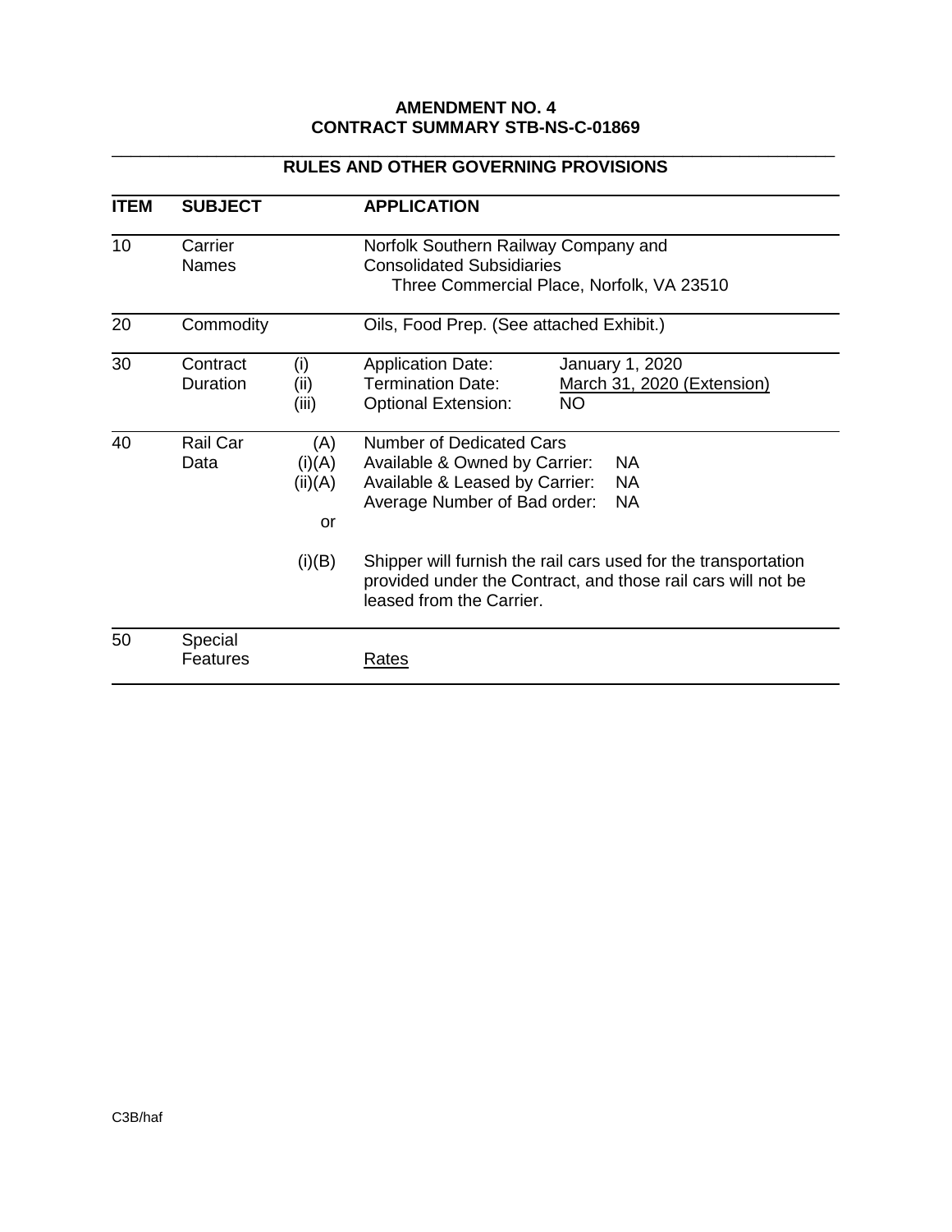**AMENDMENT NO. 4**
**CONTRACT SUMMARY STB-NS-C-01869**

**RULES AND OTHER GOVERNING PROVISIONS**

| ITEM | SUBJECT | | APPLICATION |
|---|---|---|---|
| 10 | Carrier Names | | Norfolk Southern Railway Company and Consolidated Subsidiaries<br>Three Commercial Place, Norfolk, VA 23510 |
| 20 | Commodity | | Oils, Food Prep. (See attached Exhibit.) |
| 30 | Contract Duration | (i)<br>(ii)<br>(iii) | Application Date: January 1, 2020<br>Termination Date: March 31, 2020 (Extension)<br>Optional Extension: NO |
| 40 | Rail Car Data | (A)<br>(i)(A)<br>(ii)(A)<br><br>or<br><br>(i)(B) | Number of Dedicated Cars<br>Available & Owned by Carrier: NA<br>Available & Leased by Carrier: NA<br>Average Number of Bad order: NA<br><br>Shipper will furnish the rail cars used for the transportation provided under the Contract, and those rail cars will not be leased from the Carrier. |
| 50 | Special Features | | Rates |

C3B/haf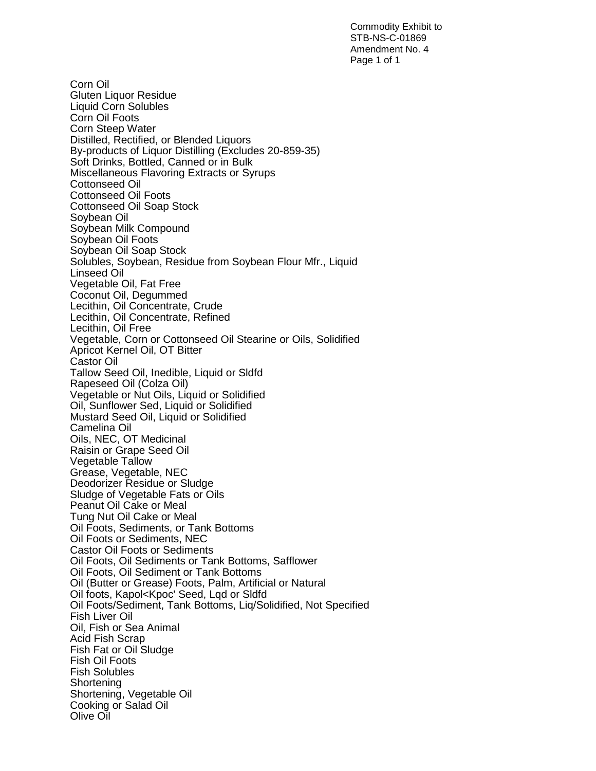Commodity Exhibit to
STB-NS-C-01869
Amendment No. 4

Corn Oil
Gluten Liquor Residue
Liquid Corn Solubles
Corn Oil Foots
Corn Steep Water
Distilled, Rectified, or Blended Liquors
By-products of Liquor Distilling (Excludes 20-859-35)
Soft Drinks, Bottled, Canned or in Bulk
Miscellaneous Flavoring Extracts or Syrups
Cottonseed Oil
Cottonseed Oil Foots
Cottonseed Oil Soap Stock
Soybean Oil
Soybean Milk Compound
Soybean Oil Foots
Soybean Oil Soap Stock
Solubles, Soybean, Residue from Soybean Flour Mfr., Liquid
Linseed Oil
Vegetable Oil, Fat Free
Coconut Oil, Degummed
Lecithin, Oil Concentrate, Crude
Lecithin, Oil Concentrate, Refined
Lecithin, Oil Free
Vegetable, Corn or Cottonseed Oil Stearine or Oils, Solidified
Apricot Kernel Oil, OT Bitter
Castor Oil
Tallow Seed Oil, Inedible, Liquid or Sldfd
Rapeseed Oil (Colza Oil)
Vegetable or Nut Oils, Liquid or Solidified
Oil, Sunflower Sed, Liquid or Solidified
Mustard Seed Oil, Liquid or Solidified
Camelina Oil
Oils, NEC, OT Medicinal
Raisin or Grape Seed Oil
Vegetable Tallow
Grease, Vegetable, NEC
Deodorizer Residue or Sludge
Sludge of Vegetable Fats or Oils
Peanut Oil Cake or Meal
Tung Nut Oil Cake or Meal
Oil Foots, Sediments, or Tank Bottoms
Oil Foots or Sediments, NEC
Castor Oil Foots or Sediments
Oil Foots, Oil Sediments or Tank Bottoms, Safflower
Oil Foots, Oil Sediment or Tank Bottoms
Oil (Butter or Grease) Foots, Palm, Artificial or Natural
Oil foots, Kapol<Kpoc' Seed, Lqd or Sldfd
Oil Foots/Sediment, Tank Bottoms, Liq/Solidified, Not Specified
Fish Liver Oil
Oil, Fish or Sea Animal
Acid Fish Scrap
Fish Fat or Oil Sludge
Fish Oil Foots
Fish Solubles
Shortening
Shortening, Vegetable Oil
Cooking or Salad Oil
Olive Oil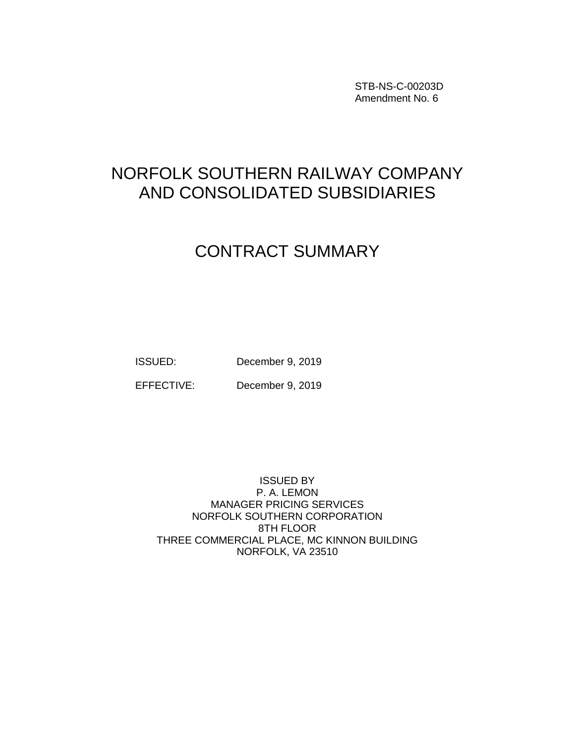STB-NS-C-00203D
Amendment No. 6

# NORFOLK SOUTHERN RAILWAY COMPANY AND CONSOLIDATED SUBSIDIARIES

# CONTRACT SUMMARY

ISSUED: December 9, 2019

EFFECTIVE: December 9, 2019

ISSUED BY
P. A. LEMON
MANAGER PRICING SERVICES
NORFOLK SOUTHERN CORPORATION
8TH FLOOR
THREE COMMERCIAL PLACE, MC KINNON BUILDING
NORFOLK, VA 23510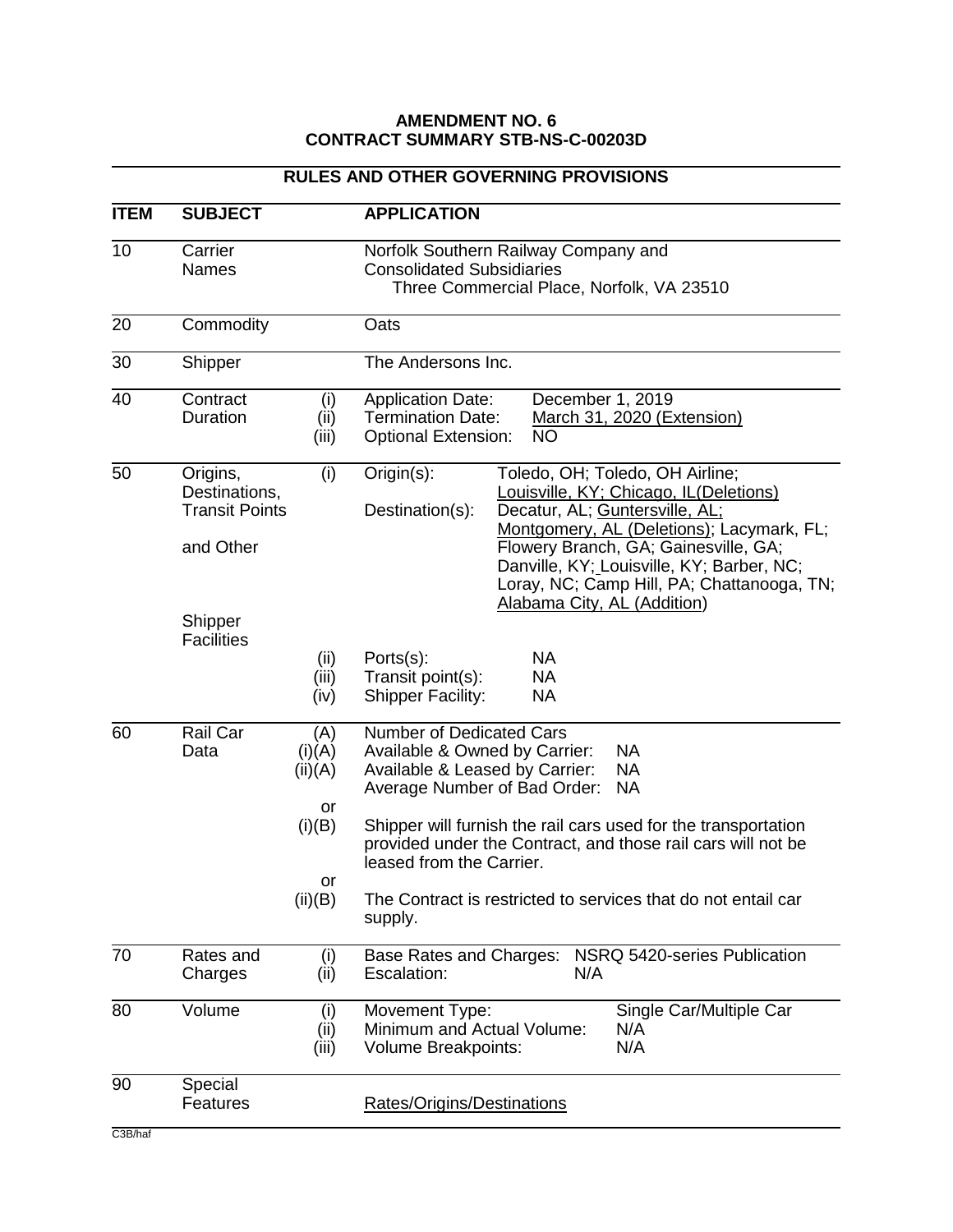**AMENDMENT NO. 6**
**CONTRACT SUMMARY STB-NS-C-00203D**

**RULES AND OTHER GOVERNING PROVISIONS**

| ITEM | SUBJECT | | APPLICATION |
|---|---|---|---|
| 10 | Carrier Names | | Norfolk Southern Railway Company and Consolidated Subsidiaries<br>Three Commercial Place, Norfolk, VA 23510 |
| 20 | Commodity | | Oats |
| 30 | Shipper | | The Andersons Inc. |
| 40 | Contract Duration | (i)<br>(ii)<br>(iii) | Application Date: December 1, 2019<br>Termination Date: March 31, 2020 (Extension)<br>Optional Extension: NO |
| 50 | Origins, Destinations, Transit Points and Other Shipper Facilities | (i) | Origin(s): Toledo, OH; Toledo, OH Airline; Louisville, KY; Chicago, IL(Deletions)<br>Destination(s): Decatur, AL; Guntersville, AL; Montgomery, AL (Deletions); Lacymark, FL; Flowery Branch, GA; Gainesville, GA; Danville, KY; Louisville, KY; Barber, NC; Loray, NC; Camp Hill, PA; Chattanooga, TN; Alabama City, AL (Addition) |
| | | (ii)<br>(iii)<br>(iv) | Ports(s): NA<br>Transit point(s): NA<br>Shipper Facility: NA |
| 60 | Rail Car Data | (A)<br>(i)(A)<br>(ii)(A) | Number of Dedicated Cars<br>Available & Owned by Carrier: NA<br>Available & Leased by Carrier: NA<br>Average Number of Bad Order: NA |
| | | or<br>(i)(B) | Shipper will furnish the rail cars used for the transportation provided under the Contract, and those rail cars will not be leased from the Carrier. |
| | | or<br>(ii)(B) | The Contract is restricted to services that do not entail car supply. |
| 70 | Rates and Charges | (i)<br>(ii) | Base Rates and Charges: NSRQ 5420-series Publication<br>Escalation: N/A |
| 80 | Volume | (i)<br>(ii)<br>(iii) | Movement Type: Single Car/Multiple Car<br>Minimum and Actual Volume: N/A<br>Volume Breakpoints: N/A |
| 90 | Special Features | | Rates/Origins/Destinations |

C3B/haf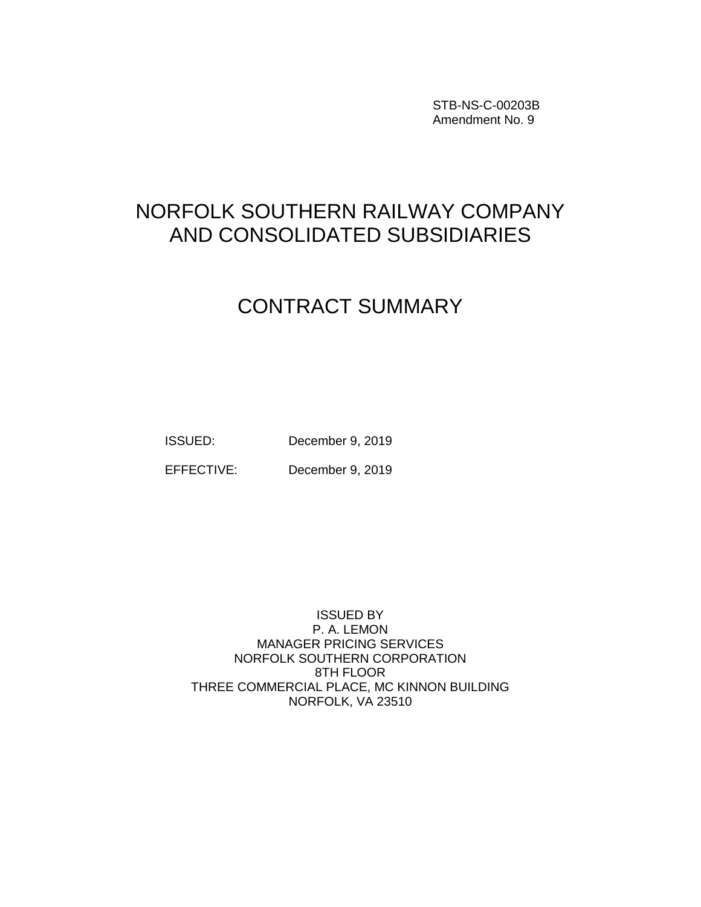STB-NS-C-00203B
Amendment No. 9

# NORFOLK SOUTHERN RAILWAY COMPANY AND CONSOLIDATED SUBSIDIARIES

# CONTRACT SUMMARY

ISSUED: December 9, 2019

EFFECTIVE: December 9, 2019

ISSUED BY
P. A. LEMON
MANAGER PRICING SERVICES
NORFOLK SOUTHERN CORPORATION
8TH FLOOR
THREE COMMERCIAL PLACE, MC KINNON BUILDING
NORFOLK, VA 23510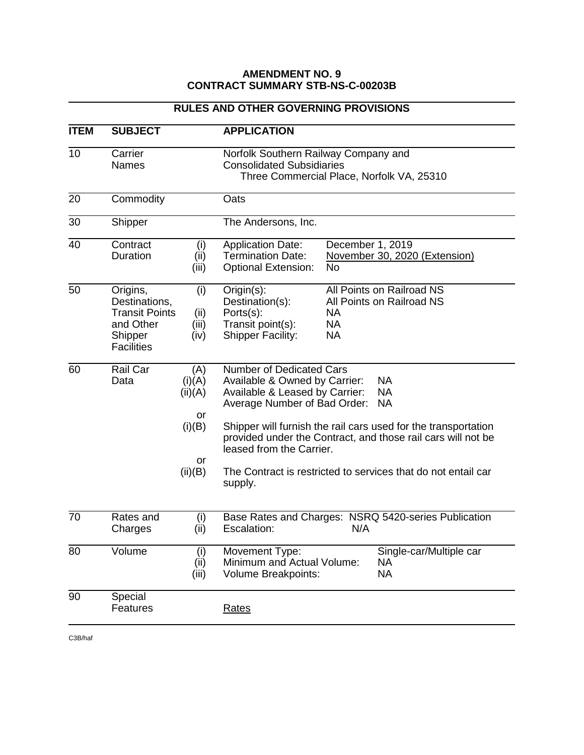**AMENDMENT NO. 9**
**CONTRACT SUMMARY STB-NS-C-00203B**

## RULES AND OTHER GOVERNING PROVISIONS

| ITEM | SUBJECT | | APPLICATION |
|---|---|---|---|
| 10 | Carrier Names | | Norfolk Southern Railway Company and Consolidated Subsidiaries<br>Three Commercial Place, Norfolk VA, 25310 |
| 20 | Commodity | | Oats |
| 30 | Shipper | | The Andersons, Inc. |
| 40 | Contract Duration | (i)<br>(ii)<br>(iii) | Application Date: December 1, 2019<br>Termination Date: November 30, 2020 (Extension)<br>Optional Extension: No |
| 50 | Origins, Destinations, Transit Points and Other Shipper Facilities | (i)<br><br>(ii)<br>(iii)<br>(iv) | Origin(s): All Points on Railroad NS<br>Destination(s): All Points on Railroad NS<br>Ports(s): NA<br>Transit point(s): NA<br>Shipper Facility: NA |
| 60 | Rail Car Data | (A)<br>(i)(A)<br>(ii)(A)<br><br>or<br>(i)(B)<br><br>or<br>(ii)(B) | Number of Dedicated Cars<br>Available & Owned by Carrier: NA<br>Available & Leased by Carrier: NA<br>Average Number of Bad Order: NA<br><br>Shipper will furnish the rail cars used for the transportation provided under the Contract, and those rail cars will not be leased from the Carrier.<br><br>The Contract is restricted to services that do not entail car supply. |
| 70 | Rates and Charges | (i)<br>(ii) | Base Rates and Charges: NSRQ 5420-series Publication<br>Escalation: N/A |
| 80 | Volume | (i)<br>(ii)<br>(iii) | Movement Type: Single-car/Multiple car<br>Minimum and Actual Volume: NA<br>Volume Breakpoints: NA |
| 90 | Special Features | | Rates |

C3B/haf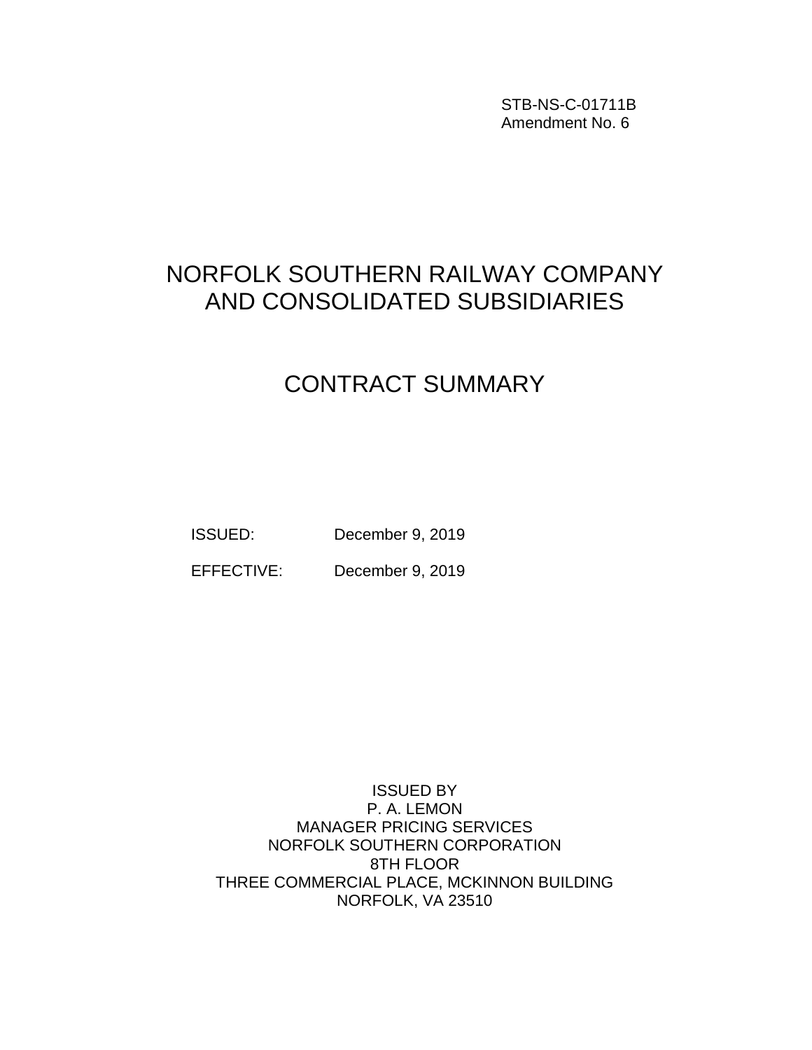STB-NS-C-01711B
Amendment No. 6

# NORFOLK SOUTHERN RAILWAY COMPANY AND CONSOLIDATED SUBSIDIARIES

# CONTRACT SUMMARY

ISSUED: December 9, 2019

EFFECTIVE: December 9, 2019

ISSUED BY
P. A. LEMON
MANAGER PRICING SERVICES
NORFOLK SOUTHERN CORPORATION
8TH FLOOR
THREE COMMERCIAL PLACE, MCKINNON BUILDING
NORFOLK, VA 23510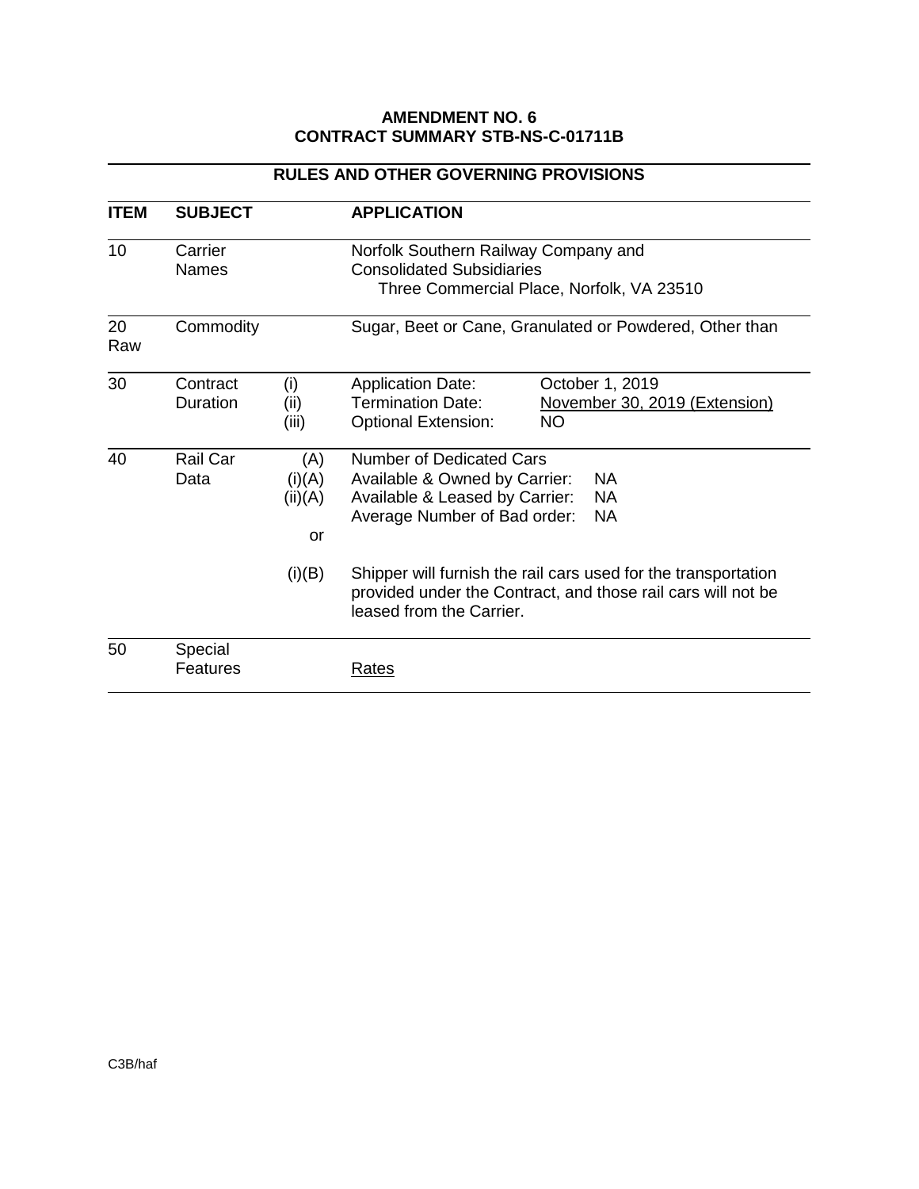**AMENDMENT NO. 6**
**CONTRACT SUMMARY STB-NS-C-01711B**

## RULES AND OTHER GOVERNING PROVISIONS

| ITEM | SUBJECT | | APPLICATION |
|---|---|---|---|
| 10 | Carrier Names | | Norfolk Southern Railway Company and Consolidated Subsidiaries<br>Three Commercial Place, Norfolk, VA 23510 |
| 20 Raw | Commodity | | Sugar, Beet or Cane, Granulated or Powdered, Other than |
| 30 | Contract Duration | (i)<br>(ii)<br>(iii) | Application Date: October 1, 2019<br>Termination Date: <u>November 30, 2019 (Extension)</u><br>Optional Extension: NO |
| 40 | Rail Car Data | (A)<br>(i)(A)<br>(ii)(A)<br><br>or<br><br>(i)(B) | Number of Dedicated Cars<br>Available & Owned by Carrier: NA<br>Available & Leased by Carrier: NA<br>Average Number of Bad order: NA<br><br>Shipper will furnish the rail cars used for the transportation provided under the Contract, and those rail cars will not be leased from the Carrier. |
| 50 | Special Features | | <u>Rates</u> |

C3B/haf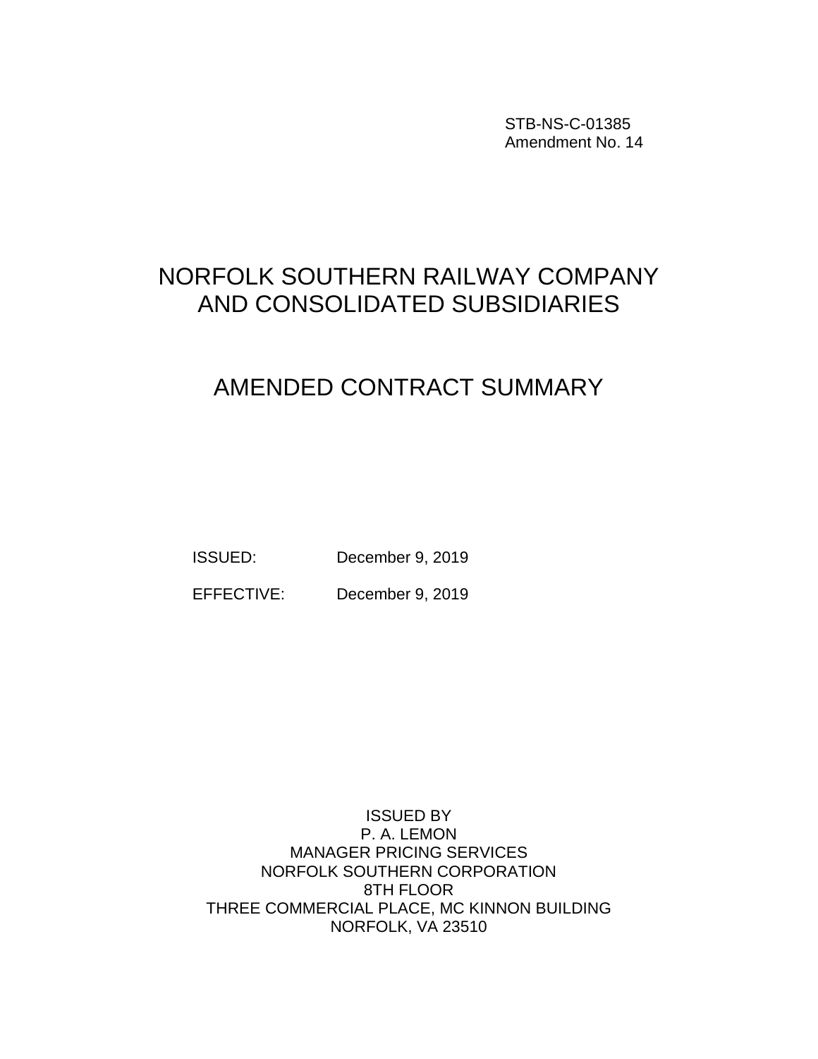STB-NS-C-01385
Amendment No. 14

# NORFOLK SOUTHERN RAILWAY COMPANY AND CONSOLIDATED SUBSIDIARIES

# AMENDED CONTRACT SUMMARY

ISSUED: December 9, 2019

EFFECTIVE: December 9, 2019

ISSUED BY
P. A. LEMON
MANAGER PRICING SERVICES
NORFOLK SOUTHERN CORPORATION
8TH FLOOR
THREE COMMERCIAL PLACE, MC KINNON BUILDING
NORFOLK, VA 23510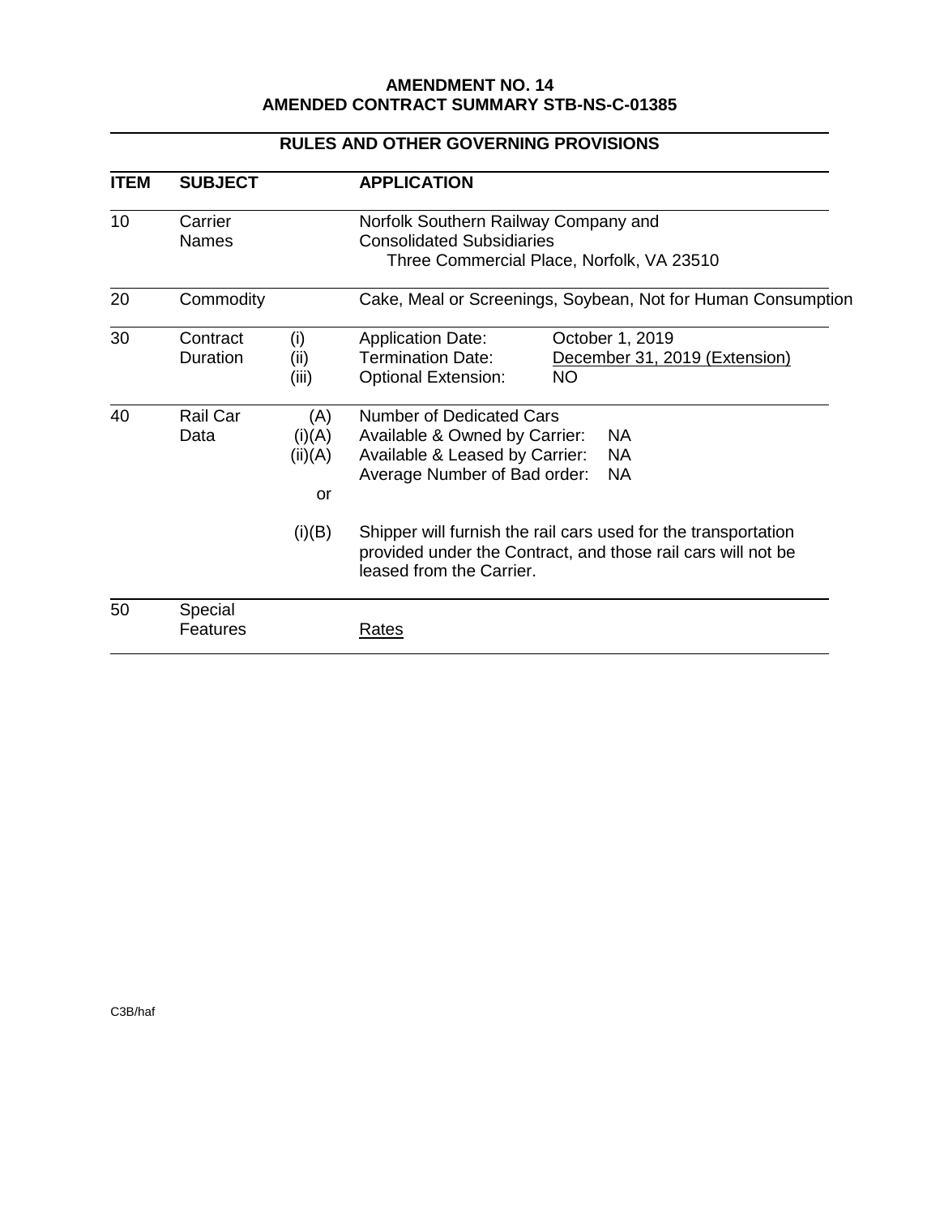**AMENDMENT NO. 14**
**AMENDED CONTRACT SUMMARY STB-NS-C-01385**

## RULES AND OTHER GOVERNING PROVISIONS

| ITEM | SUBJECT | | APPLICATION |
|---|---|---|---|
| 10 | Carrier Names | | Norfolk Southern Railway Company and Consolidated Subsidiaries<br>Three Commercial Place, Norfolk, VA 23510 |
| 20 | Commodity | | Cake, Meal or Screenings, Soybean, Not for Human Consumption |
| 30 | Contract Duration | (i)<br>(ii)<br>(iii) | Application Date: October 1, 2019<br>Termination Date: <u>December 31, 2019 (Extension)</u><br>Optional Extension: NO |
| 40 | Rail Car Data | (A)<br>(i)(A)<br>(ii)(A)<br><br>or<br><br>(i)(B) | Number of Dedicated Cars<br>Available & Owned by Carrier: NA<br>Available & Leased by Carrier: NA<br>Average Number of Bad order: NA<br><br>Shipper will furnish the rail cars used for the transportation provided under the Contract, and those rail cars will not be leased from the Carrier. |
| 50 | Special Features | | <u>Rates</u> |

C3B/haf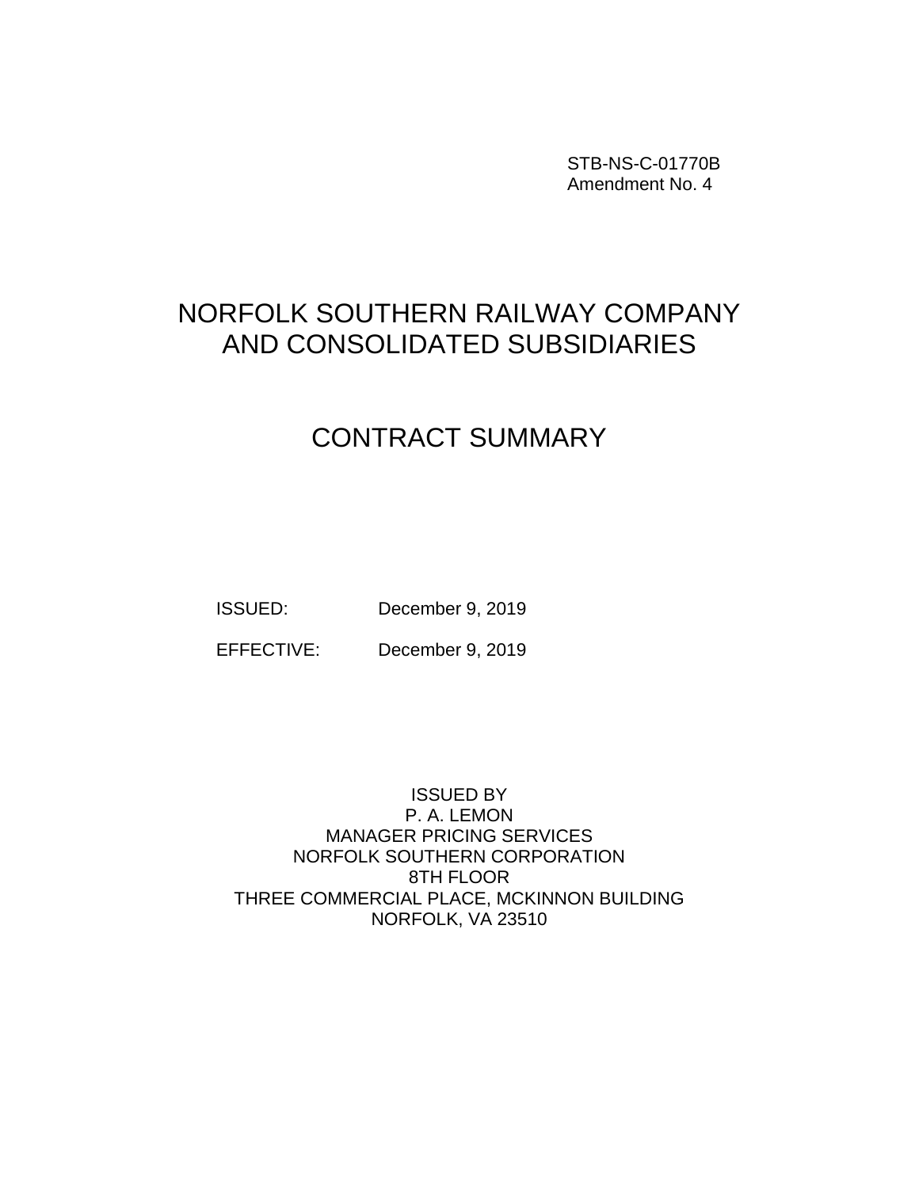STB-NS-C-01770B
Amendment No. 4

# NORFOLK SOUTHERN RAILWAY COMPANY AND CONSOLIDATED SUBSIDIARIES

# CONTRACT SUMMARY

ISSUED: December 9, 2019

EFFECTIVE: December 9, 2019

ISSUED BY
P. A. LEMON
MANAGER PRICING SERVICES
NORFOLK SOUTHERN CORPORATION
8TH FLOOR
THREE COMMERCIAL PLACE, MCKINNON BUILDING
NORFOLK, VA 23510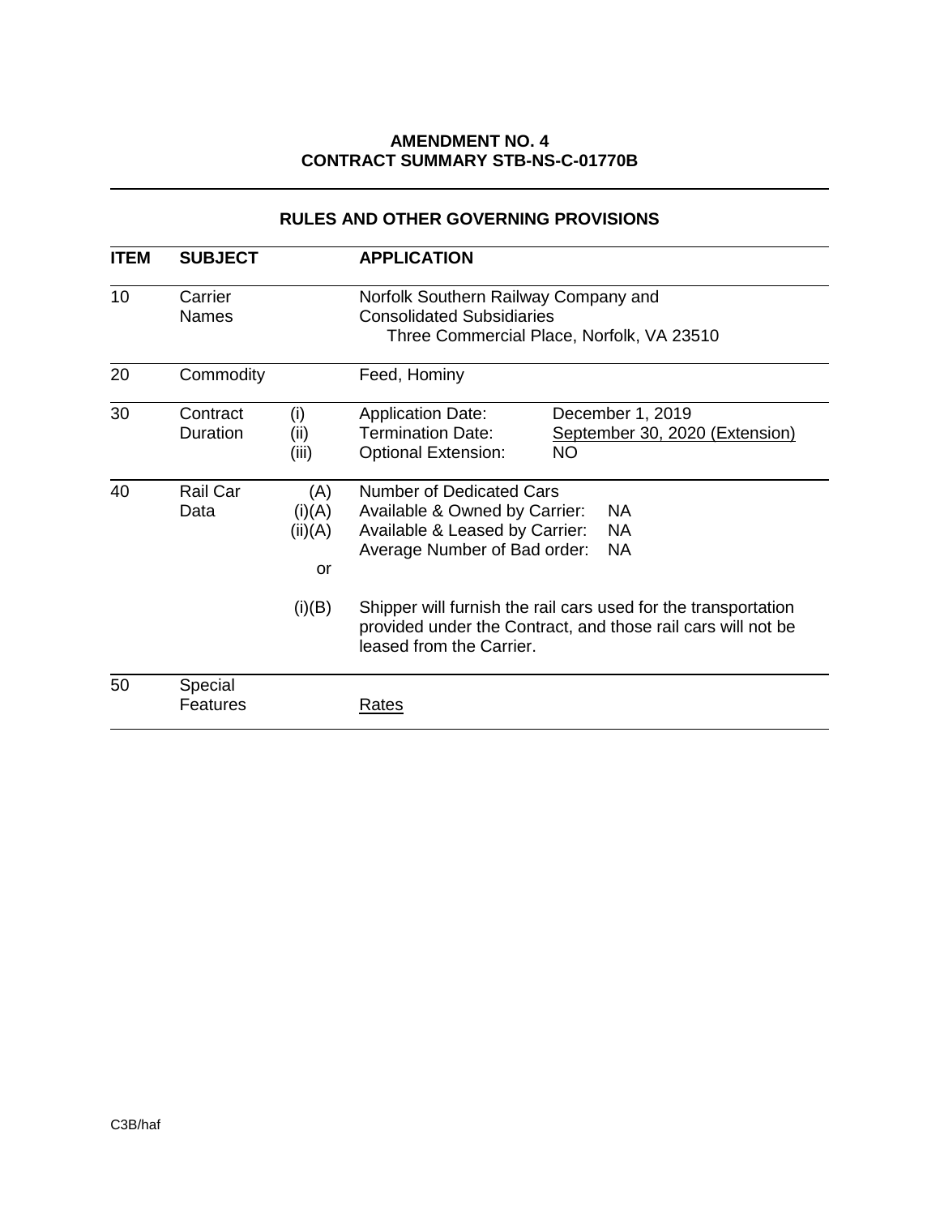**AMENDMENT NO. 4**
**CONTRACT SUMMARY STB-NS-C-01770B**

## RULES AND OTHER GOVERNING PROVISIONS

| ITEM | SUBJECT | | APPLICATION | |
|---|---|---|---|---|
| 10 | Carrier Names | | Norfolk Southern Railway Company and Consolidated Subsidiaries<br>Three Commercial Place, Norfolk, VA 23510 | |
| 20 | Commodity | | Feed, Hominy | |
| 30 | Contract Duration | (i)<br>(ii)<br>(iii) | Application Date:<br>Termination Date:<br>Optional Extension: | December 1, 2019<br><u>September 30, 2020 (Extension)</u><br>NO |
| 40 | Rail Car Data | (A)<br>(i)(A)<br>(ii)(A)<br><br>or | Number of Dedicated Cars<br>Available & Owned by Carrier:<br>Available & Leased by Carrier:<br>Average Number of Bad order: | <br>NA<br>NA<br>NA |
| | | (i)(B) | Shipper will furnish the rail cars used for the transportation provided under the Contract, and those rail cars will not be leased from the Carrier. | |
| 50 | Special Features | | <u>Rates</u> | |

C3B/haf